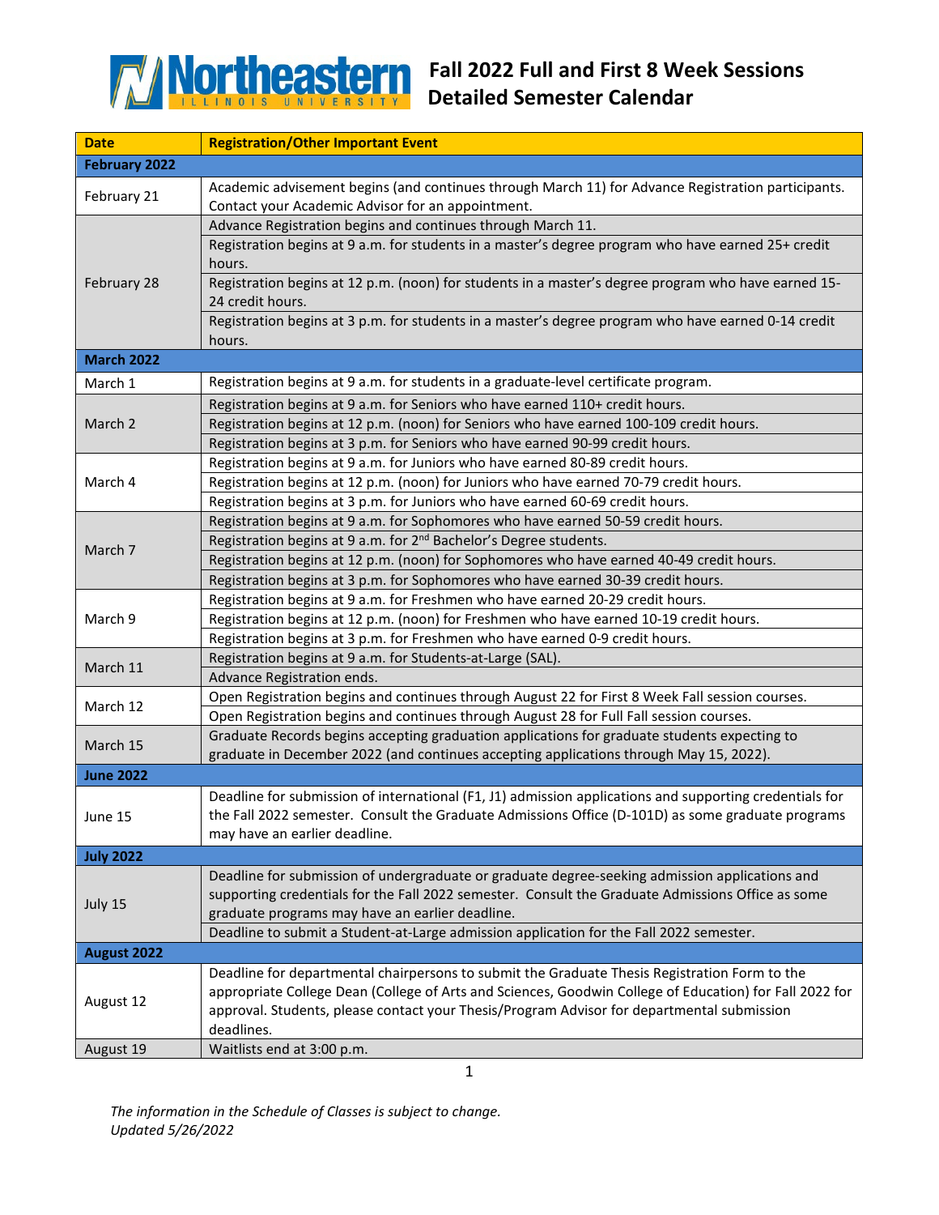# Northeastern Illinois University

## Fall 2022 Full and First 8 Week Sessions Detailed Semester Calendar

| Date | Registration/Other Important Event |
|---|---|
| **February 2022** | |
| February 21 | Academic advisement begins (and continues through March 11) for Advance Registration participants. Contact your Academic Advisor for an appointment. |
| February 28 | Advance Registration begins and continues through March 11. |
| | Registration begins at 9 a.m. for students in a master's degree program who have earned 25+ credit hours. |
| | Registration begins at 12 p.m. (noon) for students in a master's degree program who have earned 15-24 credit hours. |
| | Registration begins at 3 p.m. for students in a master's degree program who have earned 0-14 credit hours. |
| **March 2022** | |
| March 1 | Registration begins at 9 a.m. for students in a graduate-level certificate program. |
| March 2 | Registration begins at 9 a.m. for Seniors who have earned 110+ credit hours. |
| | Registration begins at 12 p.m. (noon) for Seniors who have earned 100-109 credit hours. |
| | Registration begins at 3 p.m. for Seniors who have earned 90-99 credit hours. |
| March 4 | Registration begins at 9 a.m. for Juniors who have earned 80-89 credit hours. |
| | Registration begins at 12 p.m. (noon) for Juniors who have earned 70-79 credit hours. |
| | Registration begins at 3 p.m. for Juniors who have earned 60-69 credit hours. |
| March 7 | Registration begins at 9 a.m. for Sophomores who have earned 50-59 credit hours. |
| | Registration begins at 9 a.m. for 2nd Bachelor's Degree students. |
| | Registration begins at 12 p.m. (noon) for Sophomores who have earned 40-49 credit hours. |
| | Registration begins at 3 p.m. for Sophomores who have earned 30-39 credit hours. |
| March 9 | Registration begins at 9 a.m. for Freshmen who have earned 20-29 credit hours. |
| | Registration begins at 12 p.m. (noon) for Freshmen who have earned 10-19 credit hours. |
| | Registration begins at 3 p.m. for Freshmen who have earned 0-9 credit hours. |
| March 11 | Registration begins at 9 a.m. for Students-at-Large (SAL). |
| | Advance Registration ends. |
| March 12 | Open Registration begins and continues through August 22 for First 8 Week Fall session courses. |
| | Open Registration begins and continues through August 28 for Full Fall session courses. |
| March 15 | Graduate Records begins accepting graduation applications for graduate students expecting to graduate in December 2022 (and continues accepting applications through May 15, 2022). |
| **June 2022** | |
| June 15 | Deadline for submission of international (F1, J1) admission applications and supporting credentials for the Fall 2022 semester. Consult the Graduate Admissions Office (D-101D) as some graduate programs may have an earlier deadline. |
| **July 2022** | |
| July 15 | Deadline for submission of undergraduate or graduate degree-seeking admission applications and supporting credentials for the Fall 2022 semester. Consult the Graduate Admissions Office as some graduate programs may have an earlier deadline. |
| | Deadline to submit a Student-at-Large admission application for the Fall 2022 semester. |
| **August 2022** | |
| August 12 | Deadline for departmental chairpersons to submit the Graduate Thesis Registration Form to the appropriate College Dean (College of Arts and Sciences, Goodwin College of Education) for Fall 2022 for approval. Students, please contact your Thesis/Program Advisor for departmental submission deadlines. |
| August 19 | Waitlists end at 3:00 p.m. |

*The information in the Schedule of Classes is subject to change.*
*Updated 5/26/2022*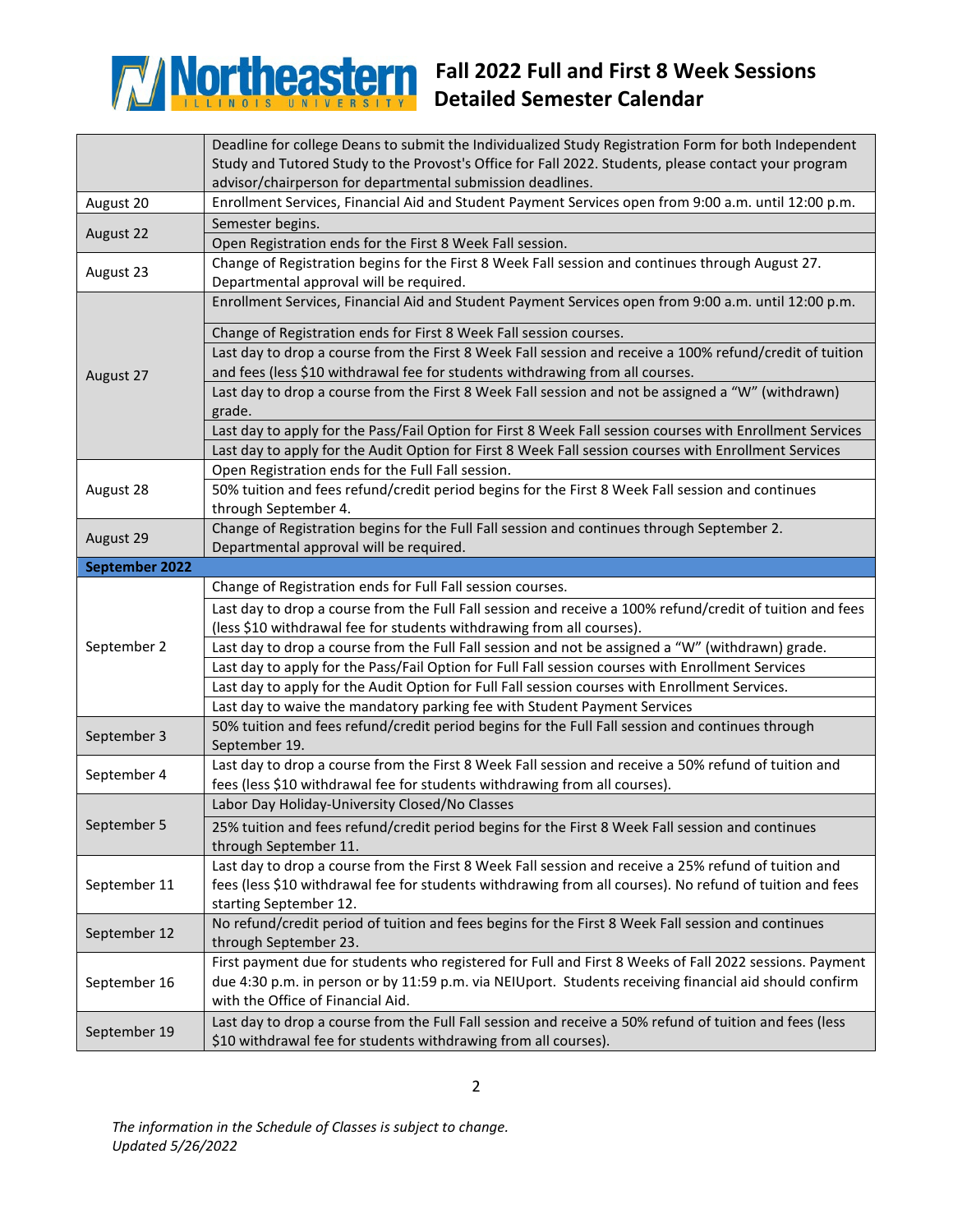# Fall 2022 Full and First 8 Week Sessions Detailed Semester Calendar

| | |
|---|---|
| | Deadline for college Deans to submit the Individualized Study Registration Form for both Independent Study and Tutored Study to the Provost's Office for Fall 2022. Students, please contact your program advisor/chairperson for departmental submission deadlines. |
| August 20 | Enrollment Services, Financial Aid and Student Payment Services open from 9:00 a.m. until 12:00 p.m. |
| August 22 | Semester begins. |
| | Open Registration ends for the First 8 Week Fall session. |
| August 23 | Change of Registration begins for the First 8 Week Fall session and continues through August 27. Departmental approval will be required. |
| August 27 | Enrollment Services, Financial Aid and Student Payment Services open from 9:00 a.m. until 12:00 p.m. |
| | Change of Registration ends for First 8 Week Fall session courses. |
| | Last day to drop a course from the First 8 Week Fall session and receive a 100% refund/credit of tuition and fees (less $10 withdrawal fee for students withdrawing from all courses. |
| | Last day to drop a course from the First 8 Week Fall session and not be assigned a "W" (withdrawn) grade. |
| | Last day to apply for the Pass/Fail Option for First 8 Week Fall session courses with Enrollment Services |
| | Last day to apply for the Audit Option for First 8 Week Fall session courses with Enrollment Services |
| August 28 | Open Registration ends for the Full Fall session. |
| | 50% tuition and fees refund/credit period begins for the First 8 Week Fall session and continues through September 4. |
| August 29 | Change of Registration begins for the Full Fall session and continues through September 2. Departmental approval will be required. |
| **September 2022** | |
| September 2 | Change of Registration ends for Full Fall session courses. |
| | Last day to drop a course from the Full Fall session and receive a 100% refund/credit of tuition and fees (less $10 withdrawal fee for students withdrawing from all courses). |
| | Last day to drop a course from the Full Fall session and not be assigned a "W" (withdrawn) grade. |
| | Last day to apply for the Pass/Fail Option for Full Fall session courses with Enrollment Services |
| | Last day to apply for the Audit Option for Full Fall session courses with Enrollment Services. |
| | Last day to waive the mandatory parking fee with Student Payment Services |
| September 3 | 50% tuition and fees refund/credit period begins for the Full Fall session and continues through September 19. |
| September 4 | Last day to drop a course from the First 8 Week Fall session and receive a 50% refund of tuition and fees (less $10 withdrawal fee for students withdrawing from all courses). |
| September 5 | Labor Day Holiday-University Closed/No Classes |
| | 25% tuition and fees refund/credit period begins for the First 8 Week Fall session and continues through September 11. |
| September 11 | Last day to drop a course from the First 8 Week Fall session and receive a 25% refund of tuition and fees (less $10 withdrawal fee for students withdrawing from all courses). No refund of tuition and fees starting September 12. |
| September 12 | No refund/credit period of tuition and fees begins for the First 8 Week Fall session and continues through September 23. |
| September 16 | First payment due for students who registered for Full and First 8 Weeks of Fall 2022 sessions. Payment due 4:30 p.m. in person or by 11:59 p.m. via NEIUport. Students receiving financial aid should confirm with the Office of Financial Aid. |
| September 19 | Last day to drop a course from the Full Fall session and receive a 50% refund of tuition and fees (less $10 withdrawal fee for students withdrawing from all courses). |

*The information in the Schedule of Classes is subject to change.*
*Updated 5/26/2022*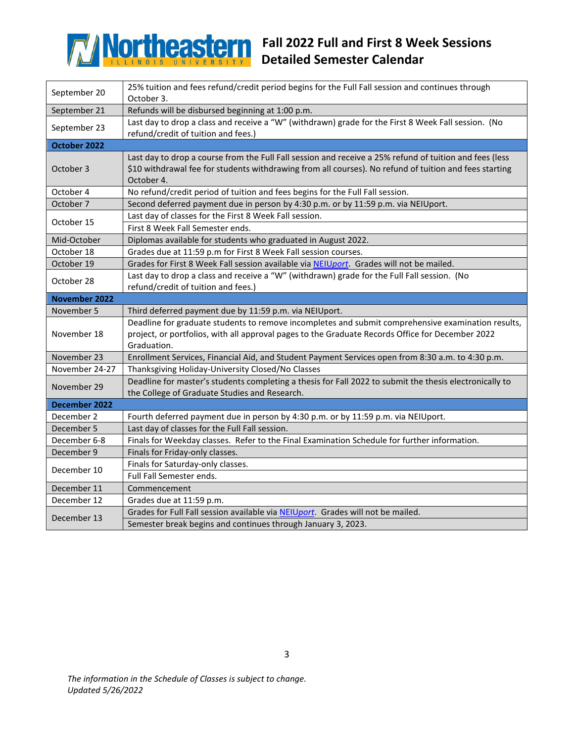# Fall 2022 Full and First 8 Week Sessions Detailed Semester Calendar

| | |
|---|---|
| September 20 | 25% tuition and fees refund/credit period begins for the Full Fall session and continues through October 3. |
| September 21 | Refunds will be disbursed beginning at 1:00 p.m. |
| September 23 | Last day to drop a class and receive a "W" (withdrawn) grade for the First 8 Week Fall session. (No refund/credit of tuition and fees.) |
| **October 2022** | |
| October 3 | Last day to drop a course from the Full Fall session and receive a 25% refund of tuition and fees (less $10 withdrawal fee for students withdrawing from all courses). No refund of tuition and fees starting October 4. |
| October 4 | No refund/credit period of tuition and fees begins for the Full Fall session. |
| October 7 | Second deferred payment due in person by 4:30 p.m. or by 11:59 p.m. via NEIUport. |
| October 15 | Last day of classes for the First 8 Week Fall session. |
| | First 8 Week Fall Semester ends. |
| Mid-October | Diplomas available for students who graduated in August 2022. |
| October 18 | Grades due at 11:59 p.m for First 8 Week Fall session courses. |
| October 19 | Grades for First 8 Week Fall session available via NEIU*port*. Grades will not be mailed. |
| October 28 | Last day to drop a class and receive a "W" (withdrawn) grade for the Full Fall session. (No refund/credit of tuition and fees.) |
| **November 2022** | |
| November 5 | Third deferred payment due by 11:59 p.m. via NEIUport. |
| November 18 | Deadline for graduate students to remove incompletes and submit comprehensive examination results, project, or portfolios, with all approval pages to the Graduate Records Office for December 2022 Graduation. |
| November 23 | Enrollment Services, Financial Aid, and Student Payment Services open from 8:30 a.m. to 4:30 p.m. |
| November 24-27 | Thanksgiving Holiday-University Closed/No Classes |
| November 29 | Deadline for master's students completing a thesis for Fall 2022 to submit the thesis electronically to the College of Graduate Studies and Research. |
| **December 2022** | |
| December 2 | Fourth deferred payment due in person by 4:30 p.m. or by 11:59 p.m. via NEIUport. |
| December 5 | Last day of classes for the Full Fall session. |
| December 6-8 | Finals for Weekday classes. Refer to the Final Examination Schedule for further information. |
| December 9 | Finals for Friday-only classes. |
| December 10 | Finals for Saturday-only classes. |
| | Full Fall Semester ends. |
| December 11 | Commencement |
| December 12 | Grades due at 11:59 p.m. |
| December 13 | Grades for Full Fall session available via NEIU*port*. Grades will not be mailed. |
| | Semester break begins and continues through January 3, 2023. |

*The information in the Schedule of Classes is subject to change.*
*Updated 5/26/2022*